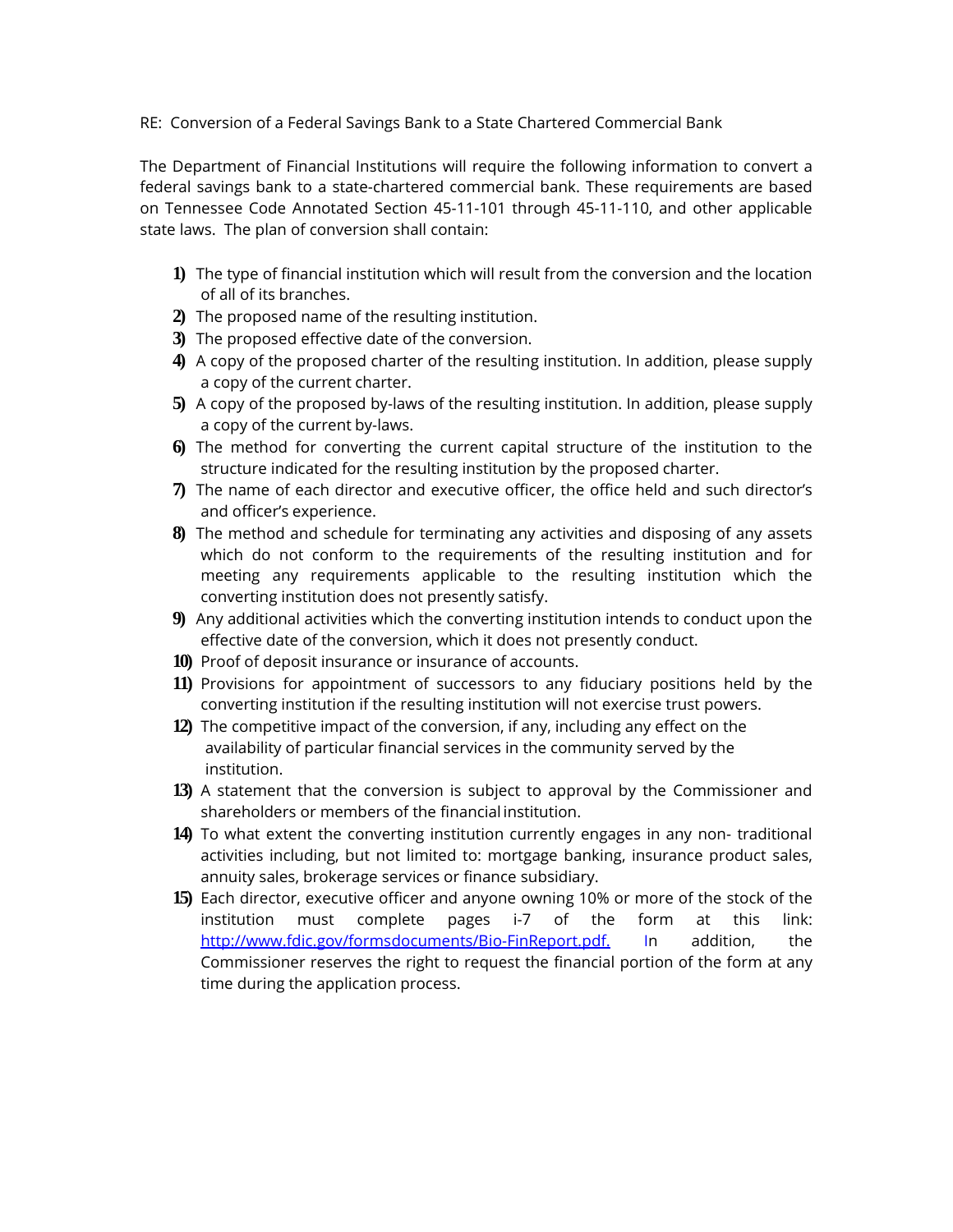RE: Conversion of a Federal Savings Bank to a State Chartered Commercial Bank

The Department of Financial Institutions will require the following information to convert a federal savings bank to a state-chartered commercial bank. These requirements are based on Tennessee Code Annotated Section 45-11-101 through 45-11-110, and other applicable state laws. The plan of conversion shall contain:

1) The type of financial institution which will result from the conversion and the location of all of its branches.
2) The proposed name of the resulting institution.
3) The proposed effective date of the conversion.
4) A copy of the proposed charter of the resulting institution. In addition, please supply a copy of the current charter.
5) A copy of the proposed by-laws of the resulting institution. In addition, please supply a copy of the current by-laws.
6) The method for converting the current capital structure of the institution to the structure indicated for the resulting institution by the proposed charter.
7) The name of each director and executive officer, the office held and such director's and officer's experience.
8) The method and schedule for terminating any activities and disposing of any assets which do not conform to the requirements of the resulting institution and for meeting any requirements applicable to the resulting institution which the converting institution does not presently satisfy.
9) Any additional activities which the converting institution intends to conduct upon the effective date of the conversion, which it does not presently conduct.
10) Proof of deposit insurance or insurance of accounts.
11) Provisions for appointment of successors to any fiduciary positions held by the converting institution if the resulting institution will not exercise trust powers.
12) The competitive impact of the conversion, if any, including any effect on the availability of particular financial services in the community served by the institution.
13) A statement that the conversion is subject to approval by the Commissioner and shareholders or members of the financial institution.
14) To what extent the converting institution currently engages in any non- traditional activities including, but not limited to: mortgage banking, insurance product sales, annuity sales, brokerage services or finance subsidiary.
15) Each director, executive officer and anyone owning 10% or more of the stock of the institution must complete pages i-7 of the form at this link: http://www.fdic.gov/formsdocuments/Bio-FinReport.pdf. In addition, the Commissioner reserves the right to request the financial portion of the form at any time during the application process.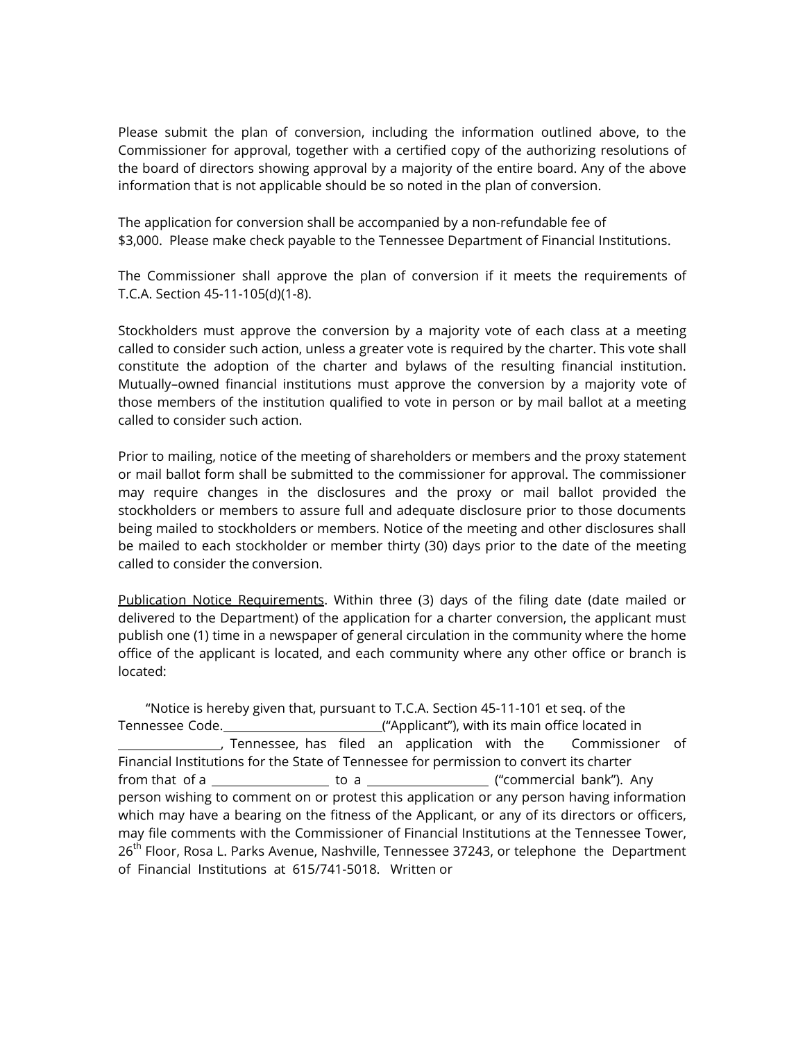Please submit the plan of conversion, including the information outlined above, to the Commissioner for approval, together with a certified copy of the authorizing resolutions of the board of directors showing approval by a majority of the entire board. Any of the above information that is not applicable should be so noted in the plan of conversion.

The application for conversion shall be accompanied by a non-refundable fee of $3,000. Please make check payable to the Tennessee Department of Financial Institutions.

The Commissioner shall approve the plan of conversion if it meets the requirements of T.C.A. Section 45-11-105(d)(1-8).

Stockholders must approve the conversion by a majority vote of each class at a meeting called to consider such action, unless a greater vote is required by the charter. This vote shall constitute the adoption of the charter and bylaws of the resulting financial institution. Mutually–owned financial institutions must approve the conversion by a majority vote of those members of the institution qualified to vote in person or by mail ballot at a meeting called to consider such action.

Prior to mailing, notice of the meeting of shareholders or members and the proxy statement or mail ballot form shall be submitted to the commissioner for approval. The commissioner may require changes in the disclosures and the proxy or mail ballot provided the stockholders or members to assure full and adequate disclosure prior to those documents being mailed to stockholders or members. Notice of the meeting and other disclosures shall be mailed to each stockholder or member thirty (30) days prior to the date of the meeting called to consider the conversion.

<u>Publication Notice Requirements</u>. Within three (3) days of the filing date (date mailed or delivered to the Department) of the application for a charter conversion, the applicant must publish one (1) time in a newspaper of general circulation in the community where the home office of the applicant is located, and each community where any other office or branch is located:

"Notice is hereby given that, pursuant to T.C.A. Section 45-11-101 et seq. of the Tennessee Code.\_\_\_\_\_\_\_\_\_\_\_\_\_\_\_\_\_\_\_\_\_\_\_\_\_\_("Applicant"), with its main office located in \_\_\_\_\_\_\_\_\_\_\_\_\_\_\_\_\_, Tennessee, has filed an application with the Commissioner of Financial Institutions for the State of Tennessee for permission to convert its charter from that of a \_\_\_\_\_\_\_\_\_\_\_\_\_\_\_\_\_\_\_\_ to a \_\_\_\_\_\_\_\_\_\_\_\_\_\_\_\_\_\_\_\_ ("commercial bank"). Any person wishing to comment on or protest this application or any person having information which may have a bearing on the fitness of the Applicant, or any of its directors or officers, may file comments with the Commissioner of Financial Institutions at the Tennessee Tower, 26th Floor, Rosa L. Parks Avenue, Nashville, Tennessee 37243, or telephone the Department of Financial Institutions at 615/741-5018. Written or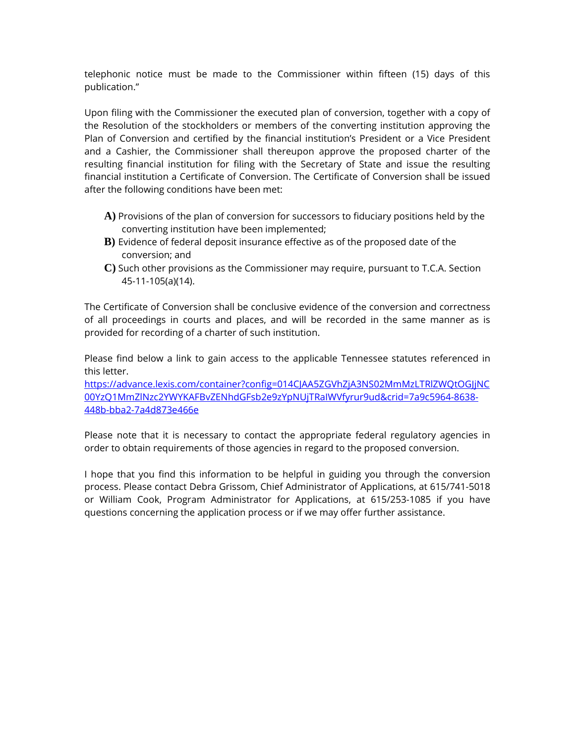telephonic notice must be made to the Commissioner within fifteen (15) days of this publication."

Upon filing with the Commissioner the executed plan of conversion, together with a copy of the Resolution of the stockholders or members of the converting institution approving the Plan of Conversion and certified by the financial institution's President or a Vice President and a Cashier, the Commissioner shall thereupon approve the proposed charter of the resulting financial institution for filing with the Secretary of State and issue the resulting financial institution a Certificate of Conversion. The Certificate of Conversion shall be issued after the following conditions have been met:

- **A)** Provisions of the plan of conversion for successors to fiduciary positions held by the converting institution have been implemented;
- **B)** Evidence of federal deposit insurance effective as of the proposed date of the conversion; and
- **C)** Such other provisions as the Commissioner may require, pursuant to T.C.A. Section 45-11-105(a)(14).

The Certificate of Conversion shall be conclusive evidence of the conversion and correctness of all proceedings in courts and places, and will be recorded in the same manner as is provided for recording of a charter of such institution.

Please find below a link to gain access to the applicable Tennessee statutes referenced in this letter.
[https://advance.lexis.com/container?config=014CJAA5ZGVhZjA3NS02MmMzLTRlZWQtOGJjNC00YzQ1MmZlNzc2YWYKAFBvZENhdGFsb2e9zYpNUjTRaIWVfyrur9ud&crid=7a9c5964-8638-448b-bba2-7a4d873e466e](https://advance.lexis.com/container?config=014CJAA5ZGVhZjA3NS02MmMzLTRlZWQtOGJjNC00YzQ1MmZlNzc2YWYKAFBvZENhdGFsb2e9zYpNUjTRaIWVfyrur9ud&crid=7a9c5964-8638-448b-bba2-7a4d873e466e)

Please note that it is necessary to contact the appropriate federal regulatory agencies in order to obtain requirements of those agencies in regard to the proposed conversion.

I hope that you find this information to be helpful in guiding you through the conversion process. Please contact Debra Grissom, Chief Administrator of Applications, at 615/741-5018 or William Cook, Program Administrator for Applications, at 615/253-1085 if you have questions concerning the application process or if we may offer further assistance.